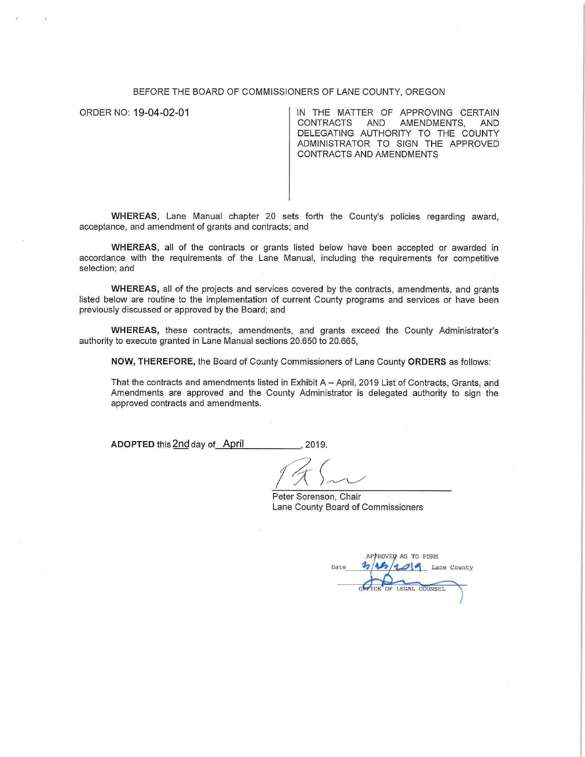BEFORE THE BOARD OF COMMISSIONERS OF LANE COUNTY, OREGON

ORDER NO: 19-04-02-01

IN THE MATTER OF APPROVING CERTAIN CONTRACTS AND AMENDMENTS, AND DELEGATING AUTHORITY TO THE COUNTY ADMINISTRATOR TO SIGN THE APPROVED CONTRACTS AND AMENDMENTS

**WHEREAS**, Lane Manual chapter 20 sets forth the County's policies regarding award, acceptance, and amendment of grants and contracts; and

**WHEREAS**, all of the contracts or grants listed below have been accepted or awarded in accordance with the requirements of the Lane Manual, including the requirements for competitive selection; and

**WHEREAS,** all of the projects and services covered by the contracts, amendments, and grants listed below are routine to the implementation of current County programs and services or have been previously discussed or approved by the Board; and

**WHEREAS,** these contracts, amendments, and grants exceed the County Administrator's authority to execute granted in Lane Manual sections 20.650 to 20.665,

**NOW, THEREFORE,** the Board of County Commissioners of Lane County **ORDERS** as follows:

That the contracts and amendments listed in Exhibit A – April, 2019 List of Contracts, Grants, and Amendments are approved and the County Administrator is delegated authority to sign the approved contracts and amendments.

**ADOPTED** this 2nd day of April, 2019.

Peter Sorenson, Chair
Lane County Board of Commissioners

APPROVED AS TO FORM
Date 3/26/2019 Lane County
OFFICE OF LEGAL COUNSEL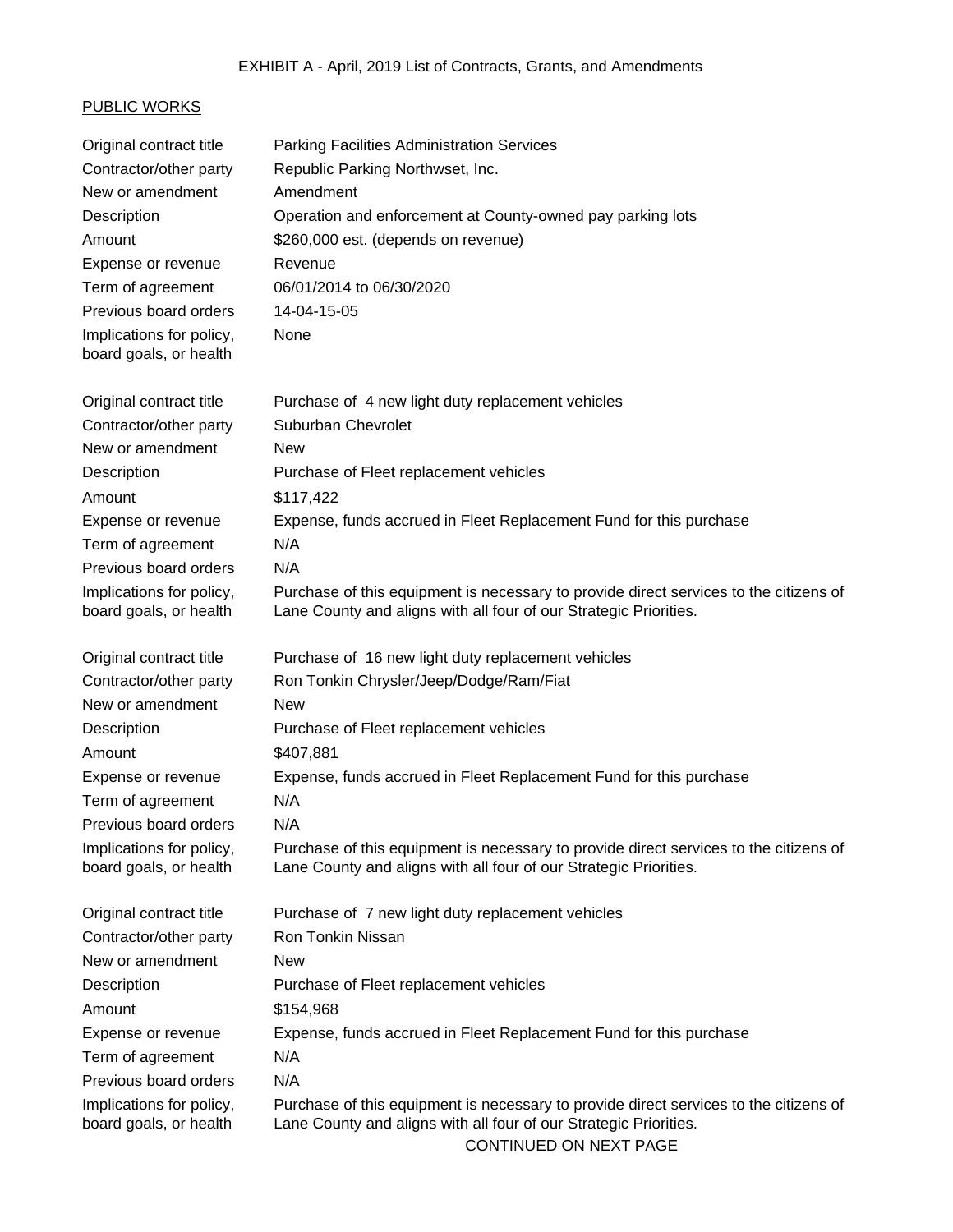EXHIBIT A - April, 2019 List of Contracts, Grants, and Amendments

PUBLIC WORKS

| | |
|---|---|
| Original contract title | Parking Facilities Administration Services |
| Contractor/other party | Republic Parking Northwset, Inc. |
| New or amendment | Amendment |
| Description | Operation and enforcement at County-owned pay parking lots |
| Amount | $260,000 est. (depends on revenue) |
| Expense or revenue | Revenue |
| Term of agreement | 06/01/2014 to 06/30/2020 |
| Previous board orders | 14-04-15-05 |
| Implications for policy, board goals, or health | None |

| | |
|---|---|
| Original contract title | Purchase of 4 new light duty replacement vehicles |
| Contractor/other party | Suburban Chevrolet |
| New or amendment | New |
| Description | Purchase of Fleet replacement vehicles |
| Amount | $117,422 |
| Expense or revenue | Expense, funds accrued in Fleet Replacement Fund for this purchase |
| Term of agreement | N/A |
| Previous board orders | N/A |
| Implications for policy, board goals, or health | Purchase of this equipment is necessary to provide direct services to the citizens of Lane County and aligns with all four of our Strategic Priorities. |

| | |
|---|---|
| Original contract title | Purchase of 16 new light duty replacement vehicles |
| Contractor/other party | Ron Tonkin Chrysler/Jeep/Dodge/Ram/Fiat |
| New or amendment | New |
| Description | Purchase of Fleet replacement vehicles |
| Amount | $407,881 |
| Expense or revenue | Expense, funds accrued in Fleet Replacement Fund for this purchase |
| Term of agreement | N/A |
| Previous board orders | N/A |
| Implications for policy, board goals, or health | Purchase of this equipment is necessary to provide direct services to the citizens of Lane County and aligns with all four of our Strategic Priorities. |

| | |
|---|---|
| Original contract title | Purchase of 7 new light duty replacement vehicles |
| Contractor/other party | Ron Tonkin Nissan |
| New or amendment | New |
| Description | Purchase of Fleet replacement vehicles |
| Amount | $154,968 |
| Expense or revenue | Expense, funds accrued in Fleet Replacement Fund for this purchase |
| Term of agreement | N/A |
| Previous board orders | N/A |
| Implications for policy, board goals, or health | Purchase of this equipment is necessary to provide direct services to the citizens of Lane County and aligns with all four of our Strategic Priorities. |

CONTINUED ON NEXT PAGE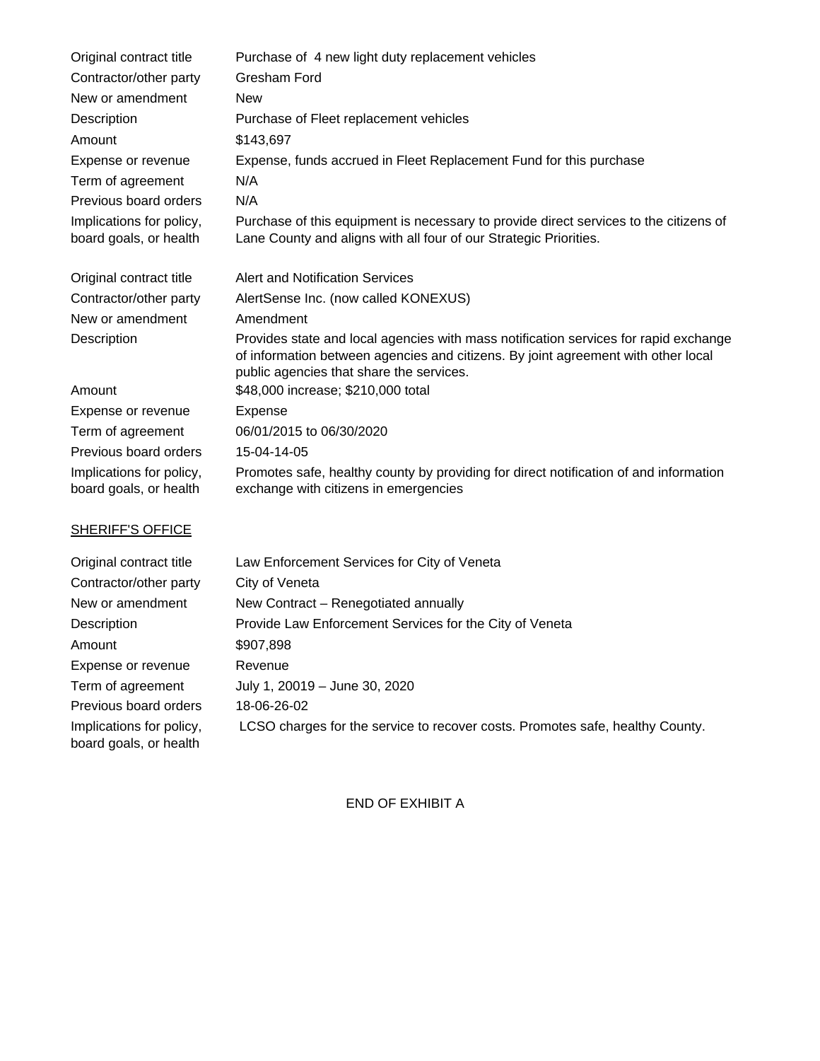| | |
|---|---|
| Original contract title | Purchase of 4 new light duty replacement vehicles |
| Contractor/other party | Gresham Ford |
| New or amendment | New |
| Description | Purchase of Fleet replacement vehicles |
| Amount | $143,697 |
| Expense or revenue | Expense, funds accrued in Fleet Replacement Fund for this purchase |
| Term of agreement | N/A |
| Previous board orders | N/A |
| Implications for policy, board goals, or health | Purchase of this equipment is necessary to provide direct services to the citizens of Lane County and aligns with all four of our Strategic Priorities. |

| | |
|---|---|
| Original contract title | Alert and Notification Services |
| Contractor/other party | AlertSense Inc. (now called KONEXUS) |
| New or amendment | Amendment |
| Description | Provides state and local agencies with mass notification services for rapid exchange of information between agencies and citizens. By joint agreement with other local public agencies that share the services. |
| Amount | $48,000 increase; $210,000 total |
| Expense or revenue | Expense |
| Term of agreement | 06/01/2015 to 06/30/2020 |
| Previous board orders | 15-04-14-05 |
| Implications for policy, board goals, or health | Promotes safe, healthy county by providing for direct notification of and information exchange with citizens in emergencies |

SHERIFF'S OFFICE

| | |
|---|---|
| Original contract title | Law Enforcement Services for City of Veneta |
| Contractor/other party | City of Veneta |
| New or amendment | New Contract – Renegotiated annually |
| Description | Provide Law Enforcement Services for the City of Veneta |
| Amount | $907,898 |
| Expense or revenue | Revenue |
| Term of agreement | July 1, 20019 – June 30, 2020 |
| Previous board orders | 18-06-26-02 |
| Implications for policy, board goals, or health | LCSO charges for the service to recover costs. Promotes safe, healthy County. |

END OF EXHIBIT A